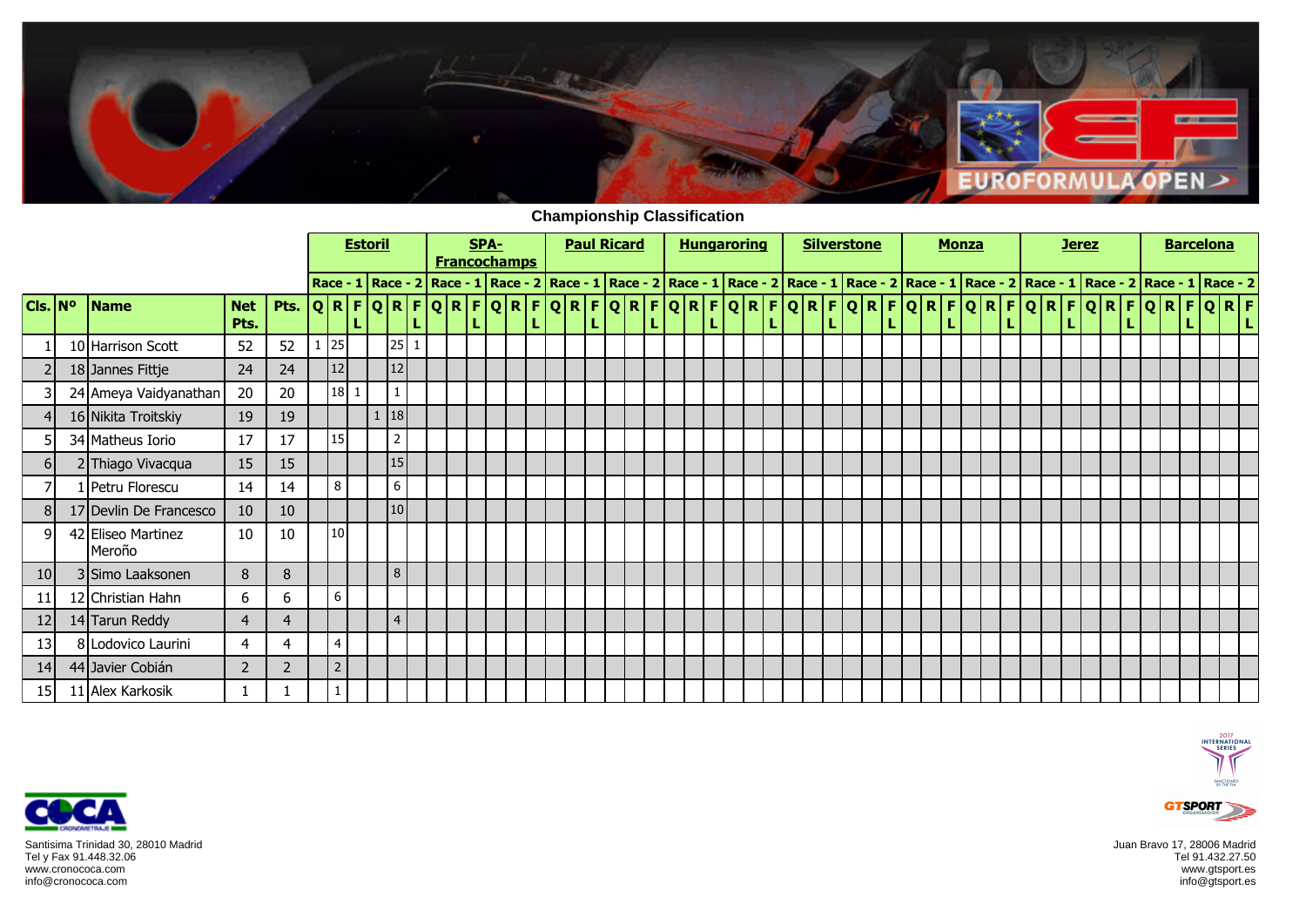# Championship Classification

| | | | | | Estoril | | | | | | SPA-Francochamps | | | | | | Paul Ricard | | | | | | Hungaroring | | | | | | Silverstone | | | | | | Monza | | | | | | Jerez | | | | | | Barcelona | | | | | |
|---|---|---|---|---|---|---|---|---|---|---|---|---|---|---|---|---|---|---|---|---|---|---|---|---|---|---|---|---|---|---|---|---|---|---|---|---|---|---|---|---|---|---|---|---|---|---|---|---|---|---|---|---|
| | | | | | Race - 1 | | | Race - 2 | | | Race - 1 | | | Race - 2 | | | Race - 1 | | | Race - 2 | | | Race - 1 | | | Race - 2 | | | Race - 1 | | | Race - 2 | | | Race - 1 | | | Race - 2 | | | Race - 1 | | | Race - 2 | | | Race - 1 | | | Race - 2 | | |
| Cls. | Nº | Name | Net Pts. | Pts. | Q | R | FL | Q | R | FL | Q | R | FL | Q | R | FL | Q | R | FL | Q | R | FL | Q | R | FL | Q | R | FL | Q | R | FL | Q | R | FL | Q | R | FL | Q | R | FL | Q | R | FL | Q | R | FL | Q | R | FL | Q | R | FL |
| 1 | 10 | Harrison Scott | 52 | 52 | 1 | 25 | | | 25 | 1 | | | | | | | | | | | | | | | | | | | | | | | | | | | | | | | | | | | | | | | | | | |
| 2 | 18 | Jannes Fittje | 24 | 24 | | 12 | | | 12 | | | | | | | | | | | | | | | | | | | | | | | | | | | | | | | | | | | | | | | | | | | |
| 3 | 24 | Ameya Vaidyanathan | 20 | 20 | | 18 | 1 | | 1 | | | | | | | | | | | | | | | | | | | | | | | | | | | | | | | | | | | | | | | | | | | |
| 4 | 16 | Nikita Troitskiy | 19 | 19 | | | | 1 | 18 | | | | | | | | | | | | | | | | | | | | | | | | | | | | | | | | | | | | | | | | | | | |
| 5 | 34 | Matheus Iorio | 17 | 17 | | 15 | | | 2 | | | | | | | | | | | | | | | | | | | | | | | | | | | | | | | | | | | | | | | | | | | |
| 6 | 2 | Thiago Vivacqua | 15 | 15 | | | | | 15 | | | | | | | | | | | | | | | | | | | | | | | | | | | | | | | | | | | | | | | | | | | |
| 7 | 1 | Petru Florescu | 14 | 14 | | 8 | | | 6 | | | | | | | | | | | | | | | | | | | | | | | | | | | | | | | | | | | | | | | | | | | |
| 8 | 17 | Devlin De Francesco | 10 | 10 | | | | | 10 | | | | | | | | | | | | | | | | | | | | | | | | | | | | | | | | | | | | | | | | | | | |
| 9 | 42 | Eliseo Martinez Meroño | 10 | 10 | | 10 | | | | | | | | | | | | | | | | | | | | | | | | | | | | | | | | | | | | | | | | | | | | | | |
| 10 | 3 | Simo Laaksonen | 8 | 8 | | | | | 8 | | | | | | | | | | | | | | | | | | | | | | | | | | | | | | | | | | | | | | | | | | | |
| 11 | 12 | Christian Hahn | 6 | 6 | | 6 | | | | | | | | | | | | | | | | | | | | | | | | | | | | | | | | | | | | | | | | | | | | | | |
| 12 | 14 | Tarun Reddy | 4 | 4 | | | | | 4 | | | | | | | | | | | | | | | | | | | | | | | | | | | | | | | | | | | | | | | | | | | |
| 13 | 8 | Lodovico Laurini | 4 | 4 | | 4 | | | | | | | | | | | | | | | | | | | | | | | | | | | | | | | | | | | | | | | | | | | | | | |
| 14 | 44 | Javier Cobián | 2 | 2 | | 2 | | | | | | | | | | | | | | | | | | | | | | | | | | | | | | | | | | | | | | | | | | | | | | |
| 15 | 11 | Alex Karkosik | 1 | 1 | | 1 | | | | | | | | | | | | | | | | | | | | | | | | | | | | | | | | | | | | | | | | | | | | | | |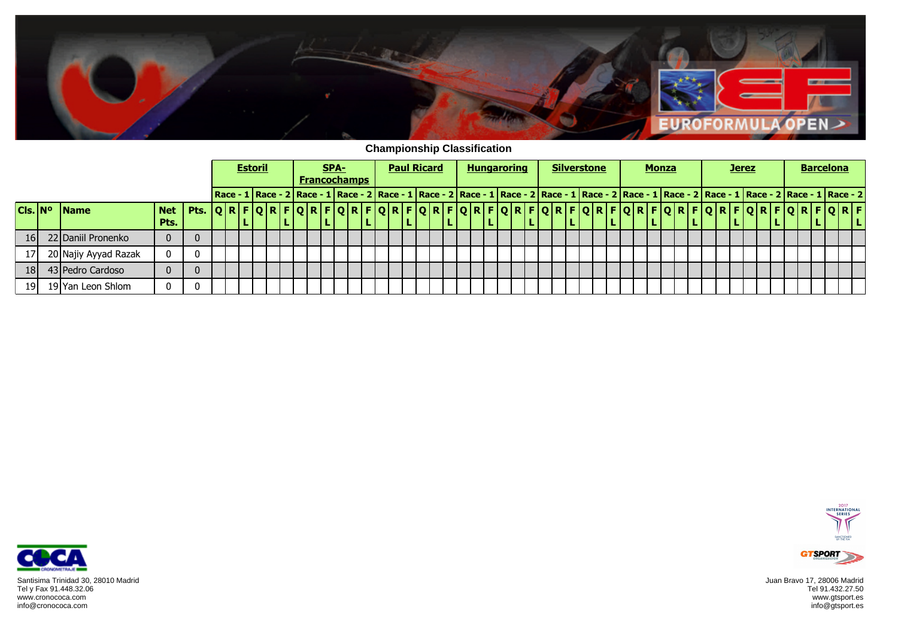## Championship Classification

| | | | | | Estoril | | | | | | SPA-Francochamps | | | | | | Paul Ricard | | | | | | Hungaroring | | | | | | Silverstone | | | | | | Monza | | | | | | Jerez | | | | | | Barcelona | | | | | |
|---|---|---|---|---|---|---|---|---|---|---|---|---|---|---|---|---|---|---|---|---|---|---|---|---|---|---|---|---|---|---|---|---|---|---|---|---|---|---|---|---|---|---|---|---|---|---|---|---|---|---|---|---|
| | | | | | Race - 1 | | | Race - 2 | | | Race - 1 | | | Race - 2 | | | Race - 1 | | | Race - 2 | | | Race - 1 | | | Race - 2 | | | Race - 1 | | | Race - 2 | | | Race - 1 | | | Race - 2 | | | Race - 1 | | | Race - 2 | | | Race - 1 | | | Race - 2 | | |
| Cls. | Nº | Name | Net Pts. | Pts. | Q | R | FL | Q | R | FL | Q | R | FL | Q | R | FL | Q | R | FL | Q | R | FL | Q | R | FL | Q | R | FL | Q | R | FL | Q | R | FL | Q | R | FL | Q | R | FL | Q | R | FL | Q | R | FL | Q | R | FL | Q | R | FL |
| 16 | 22 | Daniil Pronenko | 0 | 0 | | | | | | | | | | | | | | | | | | | | | | | | | | | | | | | | | | | | | | | | | | | | | | |
| 17 | 20 | Najiy Ayyad Razak | 0 | 0 | | | | | | | | | | | | | | | | | | | | | | | | | | | | | | | | | | | | | | | | | | | | | | |
| 18 | 43 | Pedro Cardoso | 0 | 0 | | | | | | | | | | | | | | | | | | | | | | | | | | | | | | | | | | | | | | | | | | | | | | |
| 19 | 19 | Yan Leon Shlom | 0 | 0 | | | | | | | | | | | | | | | | | | | | | | | | | | | | | | | | | | | | | | | | | | | | | | |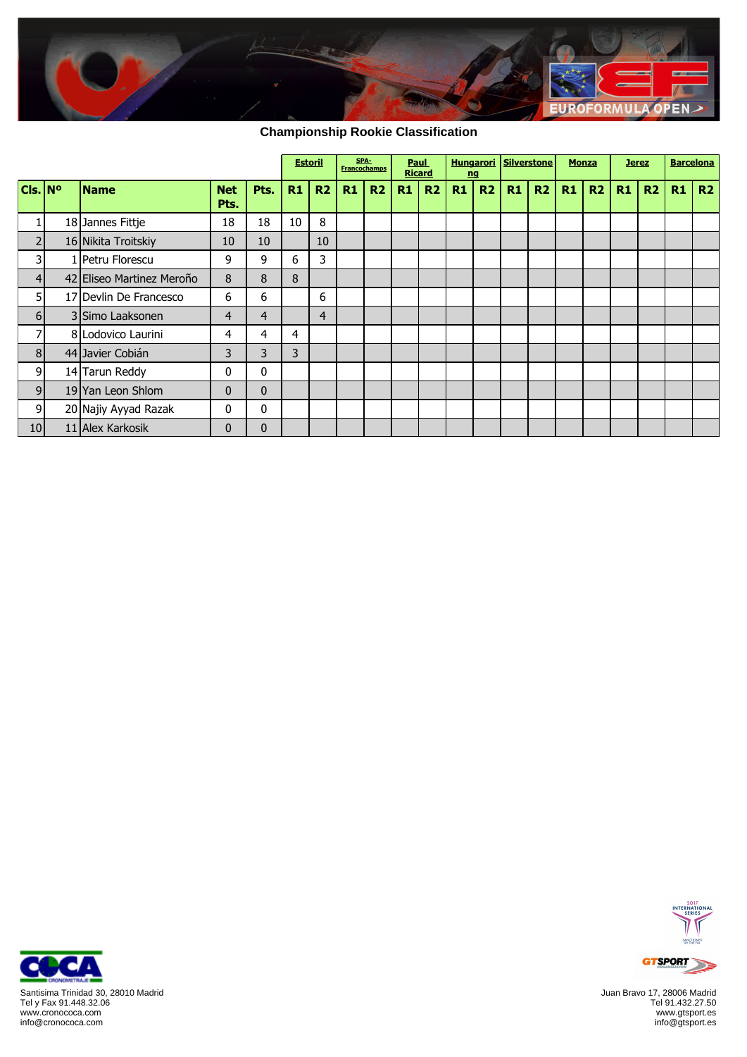## Championship Rookie Classification

| | | | | | Estoril | | SPA-Francochamps | | Paul Ricard | | Hungarorì ng | | Silverstone | | Monza | | Jerez | | Barcelona | |
|---|---|---|---|---|---|---|---|---|---|---|---|---|---|---|---|---|---|---|---|---|
| **Cls.** | **Nº** | **Name** | **Net Pts.** | **Pts.** | **R1** | **R2** | **R1** | **R2** | **R1** | **R2** | **R1** | **R2** | **R1** | **R2** | **R1** | **R2** | **R1** | **R2** | **R1** | **R2** |
| 1 | 18 | Jannes Fittje | 18 | 18 | 10 | 8 | | | | | | | | | | | | | | |
| 2 | 16 | Nikita Troitskiy | 10 | 10 | | 10 | | | | | | | | | | | | | | |
| 3 | 1 | Petru Florescu | 9 | 9 | 6 | 3 | | | | | | | | | | | | | | |
| 4 | 42 | Eliseo Martinez Meroño | 8 | 8 | 8 | | | | | | | | | | | | | | | |
| 5 | 17 | Devlin De Francesco | 6 | 6 | | 6 | | | | | | | | | | | | | | |
| 6 | 3 | Simo Laaksonen | 4 | 4 | | 4 | | | | | | | | | | | | | | |
| 7 | 8 | Lodovico Laurini | 4 | 4 | 4 | | | | | | | | | | | | | | | |
| 8 | 44 | Javier Cobián | 3 | 3 | 3 | | | | | | | | | | | | | | | |
| 9 | 14 | Tarun Reddy | 0 | 0 | | | | | | | | | | | | | | | | |
| 9 | 19 | Yan Leon Shlom | 0 | 0 | | | | | | | | | | | | | | | | |
| 9 | 20 | Najiy Ayyad Razak | 0 | 0 | | | | | | | | | | | | | | | | |
| 10 | 11 | Alex Karkosik | 0 | 0 | | | | | | | | | | | | | | | | |

Santisima Trinidad 30, 28010 Madrid
Tel y Fax 91.448.32.06
www.cronococa.com
info@cronococa.com

Juan Bravo 17, 28006 Madrid
Tel 91.432.27.50
www.gtsport.es
info@gtsport.es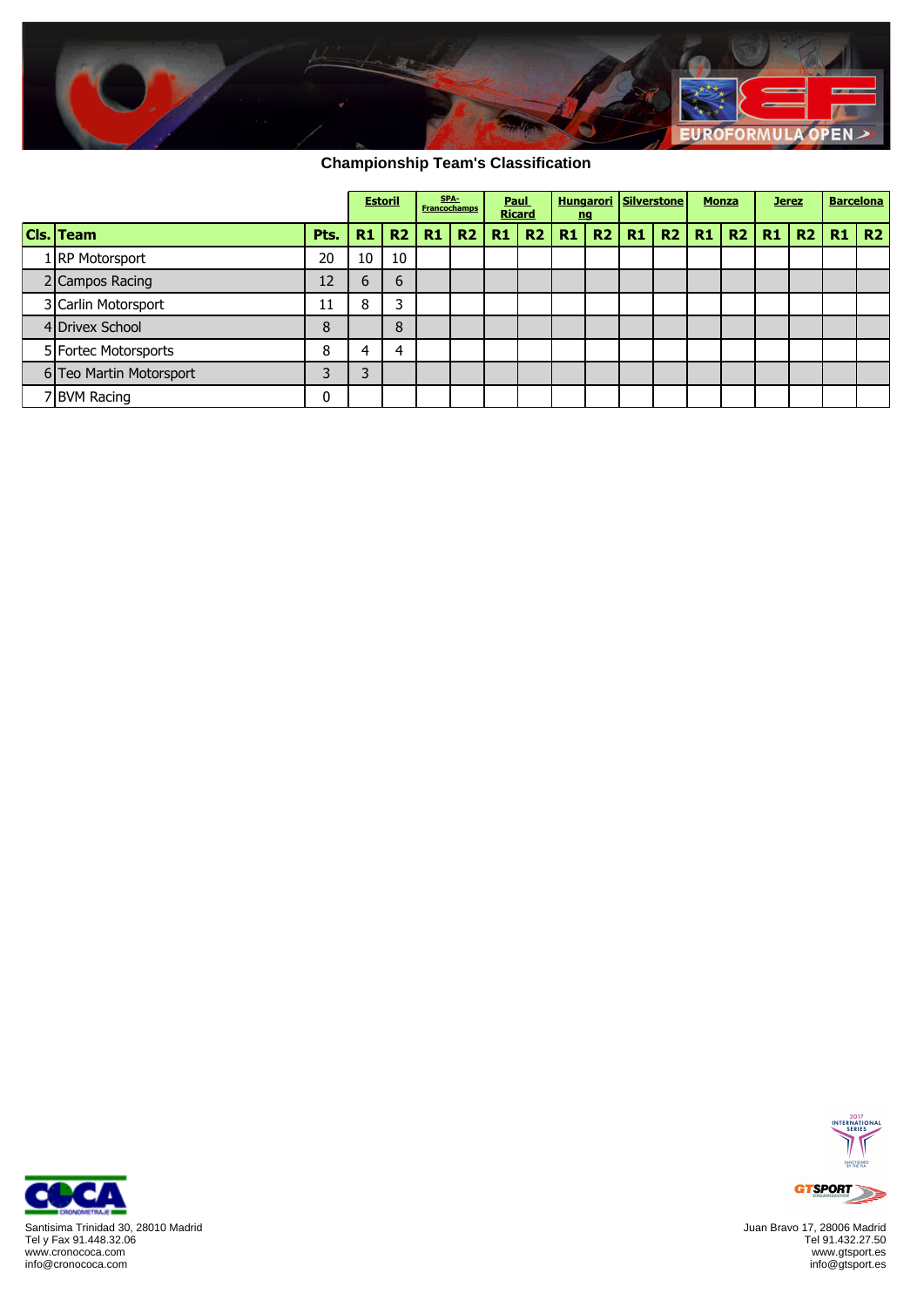## Championship Team's Classification

| | | | Estoril | | SPA-Francochamps | | Paul Ricard | | Hungarori ng | | Silverstone | | Monza | | Jerez | | Barcelona | |
|---|---|---|---|---|---|---|---|---|---|---|---|---|---|---|---|---|---|---|
| Cls. | Team | Pts. | R1 | R2 | R1 | R2 | R1 | R2 | R1 | R2 | R1 | R2 | R1 | R2 | R1 | R2 | R1 | R2 |
| 1 | RP Motorsport | 20 | 10 | 10 | | | | | | | | | | | | | | |
| 2 | Campos Racing | 12 | 6 | 6 | | | | | | | | | | | | | | |
| 3 | Carlin Motorsport | 11 | 8 | 3 | | | | | | | | | | | | | | |
| 4 | Drivex School | 8 | | 8 | | | | | | | | | | | | | | |
| 5 | Fortec Motorsports | 8 | 4 | 4 | | | | | | | | | | | | | | |
| 6 | Teo Martin Motorsport | 3 | 3 | | | | | | | | | | | | | | | |
| 7 | BVM Racing | 0 | | | | | | | | | | | | | | | | |

Santisima Trinidad 30, 28010 Madrid
Tel y Fax 91.448.32.06
www.cronococa.com
info@cronococa.com

Juan Bravo 17, 28006 Madrid
Tel 91.432.27.50
www.gtsport.es
info@gtsport.es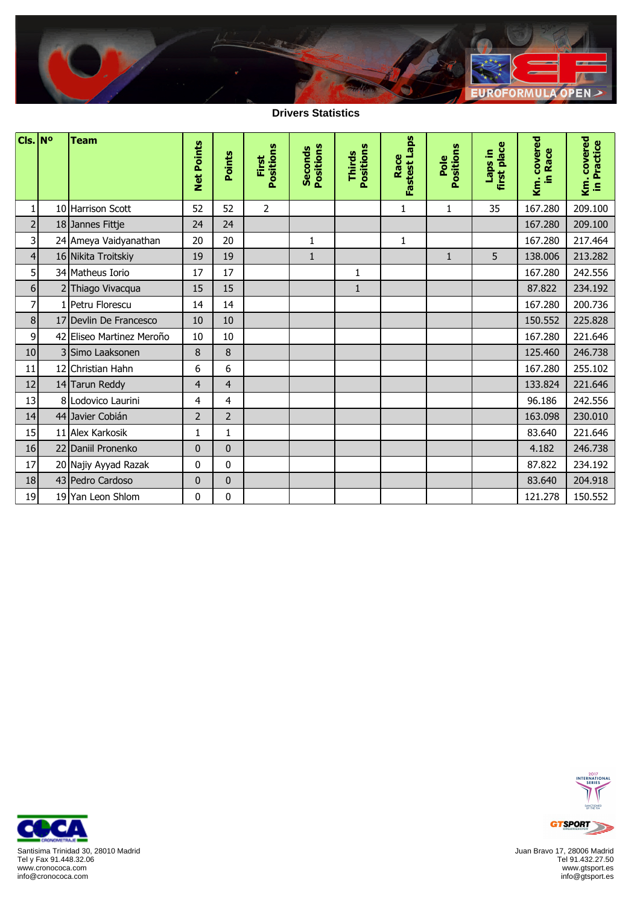EUROFORMULA OPEN

**Drivers Statistics**

| Cls. | Nº | Team | Net Points | Points | First Positions | Seconds Positions | Thirds Positions | Race Fastest Laps | Pole Positions | Laps in first place | Km. covered in Race | Km. covered in Practice |
|---|---|---|---|---|---|---|---|---|---|---|---|---|
| 1 | 10 | Harrison Scott | 52 | 52 | 2 | | | 1 | 1 | 35 | 167.280 | 209.100 |
| 2 | 18 | Jannes Fittje | 24 | 24 | | | | | | | 167.280 | 209.100 |
| 3 | 24 | Ameya Vaidyanathan | 20 | 20 | | 1 | | 1 | | | 167.280 | 217.464 |
| 4 | 16 | Nikita Troitskiy | 19 | 19 | | 1 | | | 1 | 5 | 138.006 | 213.282 |
| 5 | 34 | Matheus Iorio | 17 | 17 | | | 1 | | | | 167.280 | 242.556 |
| 6 | 2 | Thiago Vivacqua | 15 | 15 | | | 1 | | | | 87.822 | 234.192 |
| 7 | 1 | Petru Florescu | 14 | 14 | | | | | | | 167.280 | 200.736 |
| 8 | 17 | Devlin De Francesco | 10 | 10 | | | | | | | 150.552 | 225.828 |
| 9 | 42 | Eliseo Martinez Meroño | 10 | 10 | | | | | | | 167.280 | 221.646 |
| 10 | 3 | Simo Laaksonen | 8 | 8 | | | | | | | 125.460 | 246.738 |
| 11 | 12 | Christian Hahn | 6 | 6 | | | | | | | 167.280 | 255.102 |
| 12 | 14 | Tarun Reddy | 4 | 4 | | | | | | | 133.824 | 221.646 |
| 13 | 8 | Lodovico Laurini | 4 | 4 | | | | | | | 96.186 | 242.556 |
| 14 | 44 | Javier Cobián | 2 | 2 | | | | | | | 163.098 | 230.010 |
| 15 | 11 | Alex Karkosik | 1 | 1 | | | | | | | 83.640 | 221.646 |
| 16 | 22 | Daniil Pronenko | 0 | 0 | | | | | | | 4.182 | 246.738 |
| 17 | 20 | Najiy Ayyad Razak | 0 | 0 | | | | | | | 87.822 | 234.192 |
| 18 | 43 | Pedro Cardoso | 0 | 0 | | | | | | | 83.640 | 204.918 |
| 19 | 19 | Yan Leon Shlom | 0 | 0 | | | | | | | 121.278 | 150.552 |

Santisima Trinidad 30, 28010 Madrid
Tel y Fax 91.448.32.06
www.cronococa.com
info@cronococa.com

Juan Bravo 17, 28006 Madrid
Tel 91.432.27.50
www.gtsport.es
info@gtsport.es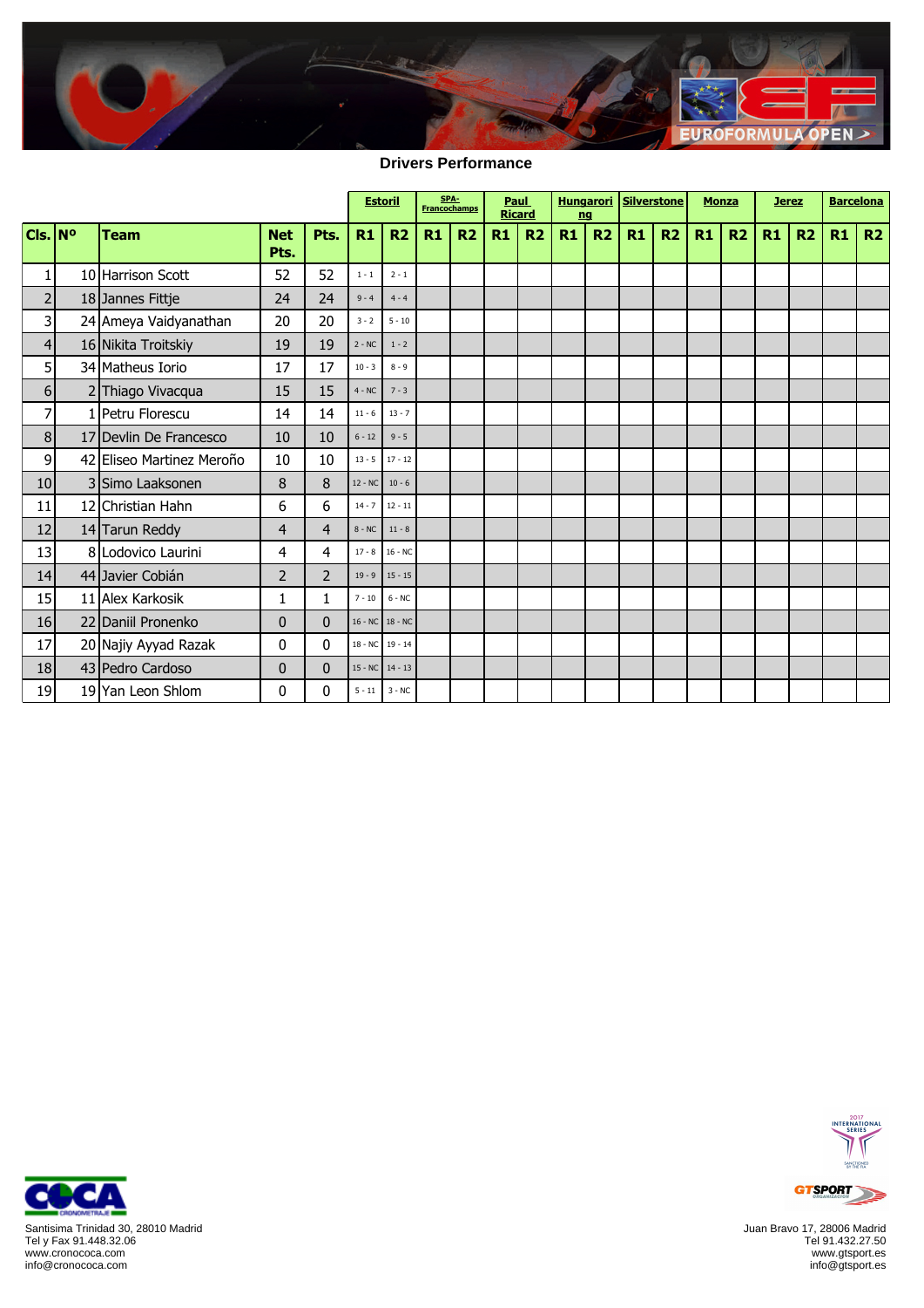## Drivers Performance

| | | | | | Estoril | | SPA-Francochamps | | Paul Ricard | | Hungarorimg | | Silverstone | | Monza | | Jerez | | Barcelona | |
|---|---|---|---|---|---|---|---|---|---|---|---|---|---|---|---|---|---|---|---|---|
| **Cls.** | **Nº** | **Team** | **Net Pts.** | **Pts.** | **R1** | **R2** | **R1** | **R2** | **R1** | **R2** | **R1** | **R2** | **R1** | **R2** | **R1** | **R2** | **R1** | **R2** | **R1** | **R2** |
| 1 | 10 | Harrison Scott | 52 | 52 | 1 - 1 | 2 - 1 | | | | | | | | | | | | | | |
| 2 | 18 | Jannes Fittje | 24 | 24 | 9 - 4 | 4 - 4 | | | | | | | | | | | | | | |
| 3 | 24 | Ameya Vaidyanathan | 20 | 20 | 3 - 2 | 5 - 10 | | | | | | | | | | | | | | |
| 4 | 16 | Nikita Troitskiy | 19 | 19 | 2 - NC | 1 - 2 | | | | | | | | | | | | | | |
| 5 | 34 | Matheus Iorio | 17 | 17 | 10 - 3 | 8 - 9 | | | | | | | | | | | | | | |
| 6 | 2 | Thiago Vivacqua | 15 | 15 | 4 - NC | 7 - 3 | | | | | | | | | | | | | | |
| 7 | 1 | Petru Florescu | 14 | 14 | 11 - 6 | 13 - 7 | | | | | | | | | | | | | | |
| 8 | 17 | Devlin De Francesco | 10 | 10 | 6 - 12 | 9 - 5 | | | | | | | | | | | | | | |
| 9 | 42 | Eliseo Martinez Meroño | 10 | 10 | 13 - 5 | 17 - 12 | | | | | | | | | | | | | | |
| 10 | 3 | Simo Laaksonen | 8 | 8 | 12 - NC | 10 - 6 | | | | | | | | | | | | | | |
| 11 | 12 | Christian Hahn | 6 | 6 | 14 - 7 | 12 - 11 | | | | | | | | | | | | | | |
| 12 | 14 | Tarun Reddy | 4 | 4 | 8 - NC | 11 - 8 | | | | | | | | | | | | | | |
| 13 | 8 | Lodovico Laurini | 4 | 4 | 17 - 8 | 16 - NC | | | | | | | | | | | | | | |
| 14 | 44 | Javier Cobián | 2 | 2 | 19 - 9 | 15 - 15 | | | | | | | | | | | | | | |
| 15 | 11 | Alex Karkosik | 1 | 1 | 7 - 10 | 6 - NC | | | | | | | | | | | | | | |
| 16 | 22 | Daniil Pronenko | 0 | 0 | 16 - NC | 18 - NC | | | | | | | | | | | | | | |
| 17 | 20 | Najiy Ayyad Razak | 0 | 0 | 18 - NC | 19 - 14 | | | | | | | | | | | | | | |
| 18 | 43 | Pedro Cardoso | 0 | 0 | 15 - NC | 14 - 13 | | | | | | | | | | | | | | |
| 19 | 19 | Yan Leon Shlom | 0 | 0 | 5 - 11 | 3 - NC | | | | | | | | | | | | | | |

Santisima Trinidad 30, 28010 Madrid
Tel y Fax 91.448.32.06
www.cronococa.com
info@cronococa.com

Juan Bravo 17, 28006 Madrid
Tel 91.432.27.50
www.gtsport.es
info@gtsport.es